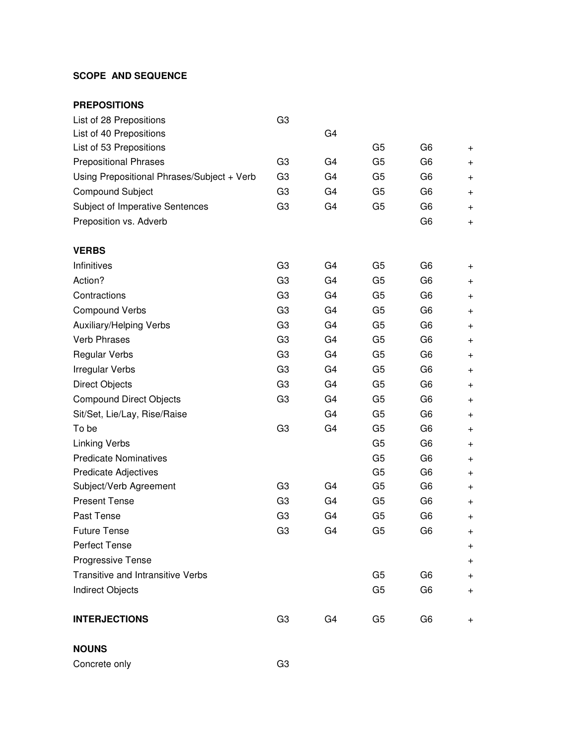**SCOPE AND SEQUENCE**

| | | | | | |
|---|---|---|---|---|---|
| **PREPOSITIONS** | | | | | |
| List of 28 Prepositions | G3 | | | | |
| List of 40 Prepositions | | G4 | | | |
| List of 53 Prepositions | | | G5 | G6 | + |
| Prepositional Phrases | G3 | G4 | G5 | G6 | + |
| Using Prepositional Phrases/Subject + Verb | G3 | G4 | G5 | G6 | + |
| Compound Subject | G3 | G4 | G5 | G6 | + |
| Subject of Imperative Sentences | G3 | G4 | G5 | G6 | + |
| Preposition vs. Adverb | | | | G6 | + |
| **VERBS** | | | | | |
| Infinitives | G3 | G4 | G5 | G6 | + |
| Action? | G3 | G4 | G5 | G6 | + |
| Contractions | G3 | G4 | G5 | G6 | + |
| Compound Verbs | G3 | G4 | G5 | G6 | + |
| Auxiliary/Helping Verbs | G3 | G4 | G5 | G6 | + |
| Verb Phrases | G3 | G4 | G5 | G6 | + |
| Regular Verbs | G3 | G4 | G5 | G6 | + |
| Irregular Verbs | G3 | G4 | G5 | G6 | + |
| Direct Objects | G3 | G4 | G5 | G6 | + |
| Compound Direct Objects | G3 | G4 | G5 | G6 | + |
| Sit/Set, Lie/Lay, Rise/Raise | | G4 | G5 | G6 | + |
| To be | G3 | G4 | G5 | G6 | + |
| Linking Verbs | | | G5 | G6 | + |
| Predicate Nominatives | | | G5 | G6 | + |
| Predicate Adjectives | | | G5 | G6 | + |
| Subject/Verb Agreement | G3 | G4 | G5 | G6 | + |
| Present Tense | G3 | G4 | G5 | G6 | + |
| Past Tense | G3 | G4 | G5 | G6 | + |
| Future Tense | G3 | G4 | G5 | G6 | + |
| Perfect Tense | | | | | + |
| Progressive Tense | | | | | + |
| Transitive and Intransitive Verbs | | | G5 | G6 | + |
| Indirect Objects | | | G5 | G6 | + |
| **INTERJECTIONS** | G3 | G4 | G5 | G6 | + |
| **NOUNS** | | | | | |
| Concrete only | G3 | | | | |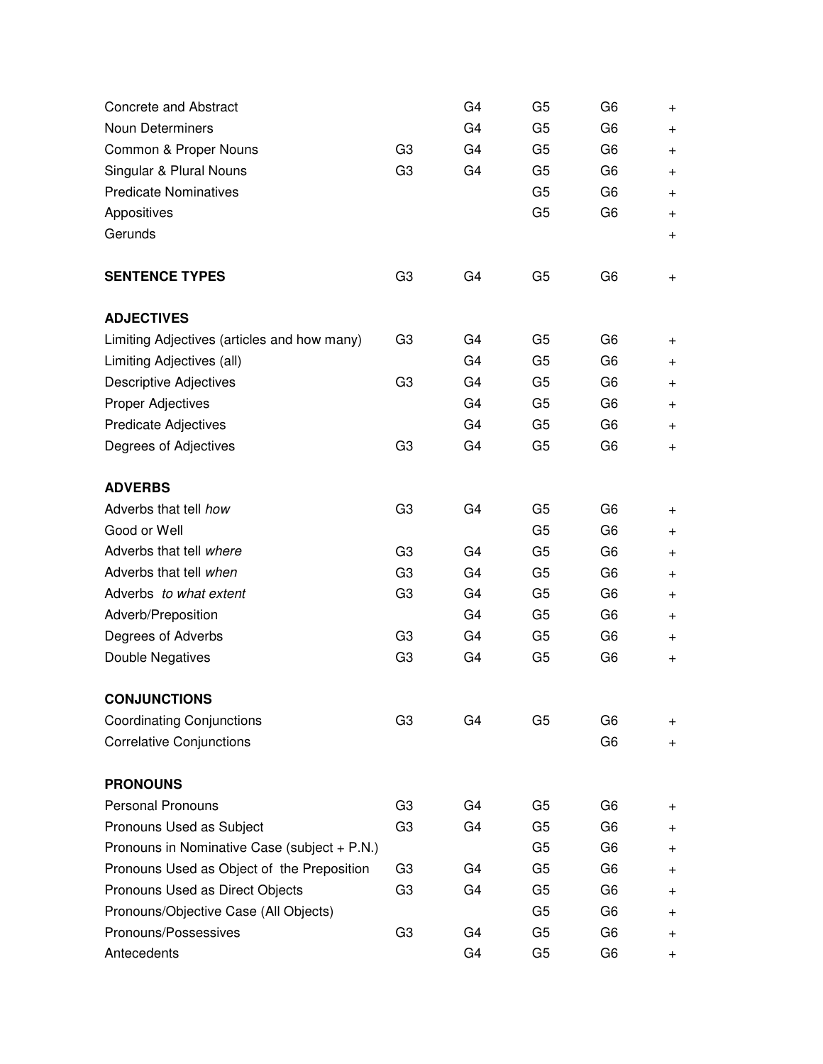| | | | | | |
|---|---|---|---|---|---|
| Concrete and Abstract | | G4 | G5 | G6 | + |
| Noun Determiners | | G4 | G5 | G6 | + |
| Common & Proper Nouns | G3 | G4 | G5 | G6 | + |
| Singular & Plural Nouns | G3 | G4 | G5 | G6 | + |
| Predicate Nominatives | | | G5 | G6 | + |
| Appositives | | | G5 | G6 | + |
| Gerunds | | | | | + |
| **SENTENCE TYPES** | G3 | G4 | G5 | G6 | + |
| **ADJECTIVES** | | | | | |
| Limiting Adjectives (articles and how many) | G3 | G4 | G5 | G6 | + |
| Limiting Adjectives (all) | | G4 | G5 | G6 | + |
| Descriptive Adjectives | G3 | G4 | G5 | G6 | + |
| Proper Adjectives | | G4 | G5 | G6 | + |
| Predicate Adjectives | | G4 | G5 | G6 | + |
| Degrees of Adjectives | G3 | G4 | G5 | G6 | + |
| **ADVERBS** | | | | | |
| Adverbs that tell *how* | G3 | G4 | G5 | G6 | + |
| Good or Well | | | G5 | G6 | + |
| Adverbs that tell *where* | G3 | G4 | G5 | G6 | + |
| Adverbs that tell *when* | G3 | G4 | G5 | G6 | + |
| Adverbs *to what extent* | G3 | G4 | G5 | G6 | + |
| Adverb/Preposition | | G4 | G5 | G6 | + |
| Degrees of Adverbs | G3 | G4 | G5 | G6 | + |
| Double Negatives | G3 | G4 | G5 | G6 | + |
| **CONJUNCTIONS** | | | | | |
| Coordinating Conjunctions | G3 | G4 | G5 | G6 | + |
| Correlative Conjunctions | | | | G6 | + |
| **PRONOUNS** | | | | | |
| Personal Pronouns | G3 | G4 | G5 | G6 | + |
| Pronouns Used as Subject | G3 | G4 | G5 | G6 | + |
| Pronouns in Nominative Case (subject + P.N.) | | | G5 | G6 | + |
| Pronouns Used as Object of the Preposition | G3 | G4 | G5 | G6 | + |
| Pronouns Used as Direct Objects | G3 | G4 | G5 | G6 | + |
| Pronouns/Objective Case (All Objects) | | | G5 | G6 | + |
| Pronouns/Possessives | G3 | G4 | G5 | G6 | + |
| Antecedents | | G4 | G5 | G6 | + |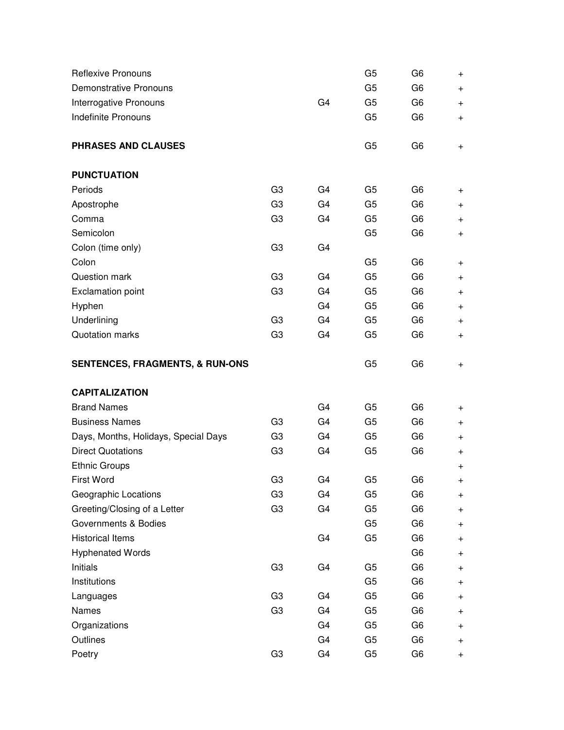| | | | | | |
|---|---|---|---|---|---|
| Reflexive Pronouns | | | G5 | G6 | + |
| Demonstrative Pronouns | | | G5 | G6 | + |
| Interrogative Pronouns | | G4 | G5 | G6 | + |
| Indefinite Pronouns | | | G5 | G6 | + |
| **PHRASES AND CLAUSES** | | | G5 | G6 | + |
| **PUNCTUATION** | | | | | |
| Periods | G3 | G4 | G5 | G6 | + |
| Apostrophe | G3 | G4 | G5 | G6 | + |
| Comma | G3 | G4 | G5 | G6 | + |
| Semicolon | | | G5 | G6 | + |
| Colon (time only) | G3 | G4 | | | |
| Colon | | | G5 | G6 | + |
| Question mark | G3 | G4 | G5 | G6 | + |
| Exclamation point | G3 | G4 | G5 | G6 | + |
| Hyphen | | G4 | G5 | G6 | + |
| Underlining | G3 | G4 | G5 | G6 | + |
| Quotation marks | G3 | G4 | G5 | G6 | + |
| **SENTENCES, FRAGMENTS, & RUN-ONS** | | | G5 | G6 | + |
| **CAPITALIZATION** | | | | | |
| Brand Names | | G4 | G5 | G6 | + |
| Business Names | G3 | G4 | G5 | G6 | + |
| Days, Months, Holidays, Special Days | G3 | G4 | G5 | G6 | + |
| Direct Quotations | G3 | G4 | G5 | G6 | + |
| Ethnic Groups | | | | | + |
| First Word | G3 | G4 | G5 | G6 | + |
| Geographic Locations | G3 | G4 | G5 | G6 | + |
| Greeting/Closing of a Letter | G3 | G4 | G5 | G6 | + |
| Governments & Bodies | | | G5 | G6 | + |
| Historical Items | | G4 | G5 | G6 | + |
| Hyphenated Words | | | | G6 | + |
| Initials | G3 | G4 | G5 | G6 | + |
| Institutions | | | G5 | G6 | + |
| Languages | G3 | G4 | G5 | G6 | + |
| Names | G3 | G4 | G5 | G6 | + |
| Organizations | | G4 | G5 | G6 | + |
| Outlines | | G4 | G5 | G6 | + |
| Poetry | G3 | G4 | G5 | G6 | + |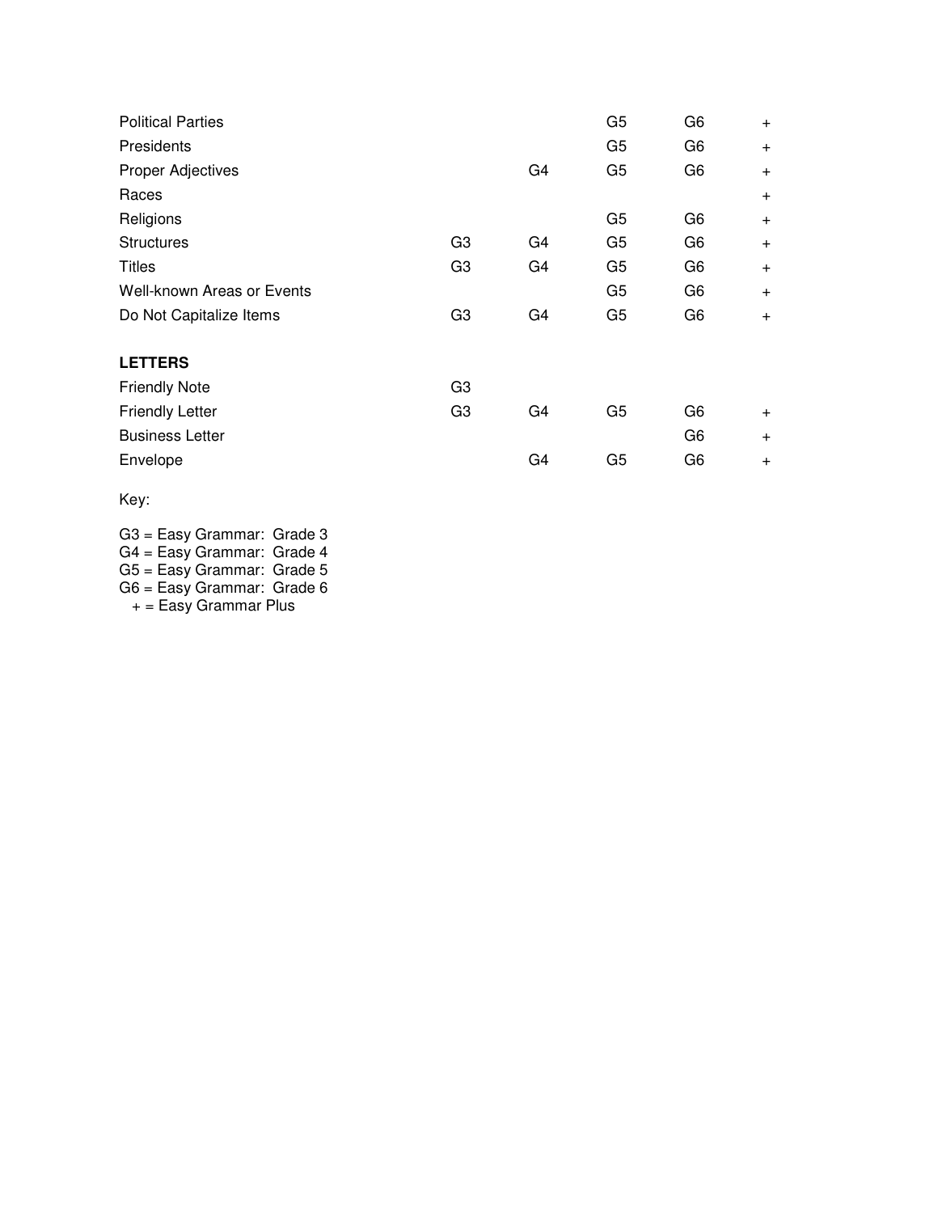| | | | | | |
|---|---|---|---|---|---|
| Political Parties | | | G5 | G6 | + |
| Presidents | | | G5 | G6 | + |
| Proper Adjectives | | G4 | G5 | G6 | + |
| Races | | | | | + |
| Religions | | | G5 | G6 | + |
| Structures | G3 | G4 | G5 | G6 | + |
| Titles | G3 | G4 | G5 | G6 | + |
| Well-known Areas or Events | | | G5 | G6 | + |
| Do Not Capitalize Items | G3 | G4 | G5 | G6 | + |
| **LETTERS** | | | | | |
| Friendly Note | G3 | | | | |
| Friendly Letter | G3 | G4 | G5 | G6 | + |
| Business Letter | | | | G6 | + |
| Envelope | | G4 | G5 | G6 | + |

Key:

G3 = Easy Grammar: Grade 3
G4 = Easy Grammar: Grade 4
G5 = Easy Grammar: Grade 5
G6 = Easy Grammar: Grade 6
+ = Easy Grammar Plus